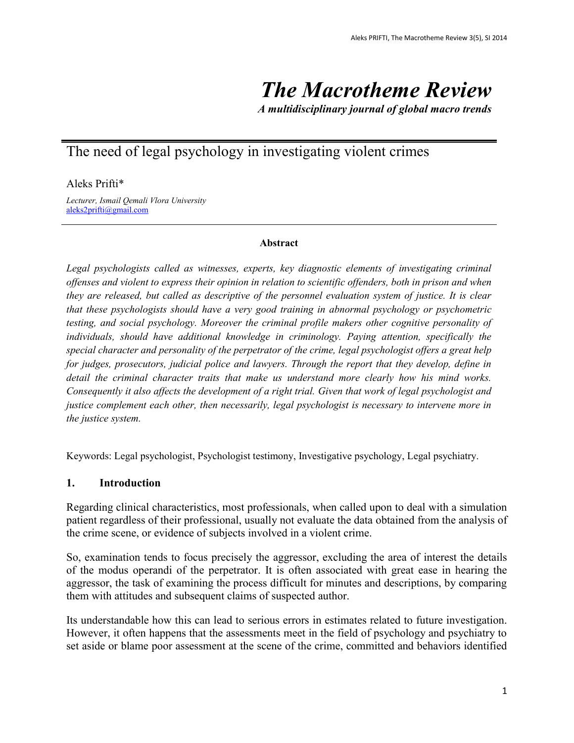# *The Macrotheme Review*

***A multidisciplinary journal of global macro trends***

## The need of legal psychology in investigating violent crimes

Aleks Prifti*

*Lecturer, Ismail Qemali Vlora University*
aleks2prifti@gmail.com

**Abstract**

*Legal psychologists called as witnesses, experts, key diagnostic elements of investigating criminal offenses and violent to express their opinion in relation to scientific offenders, both in prison and when they are released, but called as descriptive of the personnel evaluation system of justice. It is clear that these psychologists should have a very good training in abnormal psychology or psychometric testing, and social psychology. Moreover the criminal profile makers other cognitive personality of individuals, should have additional knowledge in criminology. Paying attention, specifically the special character and personality of the perpetrator of the crime, legal psychologist offers a great help for judges, prosecutors, judicial police and lawyers. Through the report that they develop, define in detail the criminal character traits that make us understand more clearly how his mind works. Consequently it also affects the development of a right trial. Given that work of legal psychologist and justice complement each other, then necessarily, legal psychologist is necessary to intervene more in the justice system.*

Keywords: Legal psychologist, Psychologist testimony, Investigative psychology, Legal psychiatry.

### 1. Introduction

Regarding clinical characteristics, most professionals, when called upon to deal with a simulation patient regardless of their professional, usually not evaluate the data obtained from the analysis of the crime scene, or evidence of subjects involved in a violent crime.

So, examination tends to focus precisely the aggressor, excluding the area of interest the details of the modus operandi of the perpetrator. It is often associated with great ease in hearing the aggressor, the task of examining the process difficult for minutes and descriptions, by comparing them with attitudes and subsequent claims of suspected author.

Its understandable how this can lead to serious errors in estimates related to future investigation. However, it often happens that the assessments meet in the field of psychology and psychiatry to set aside or blame poor assessment at the scene of the crime, committed and behaviors identified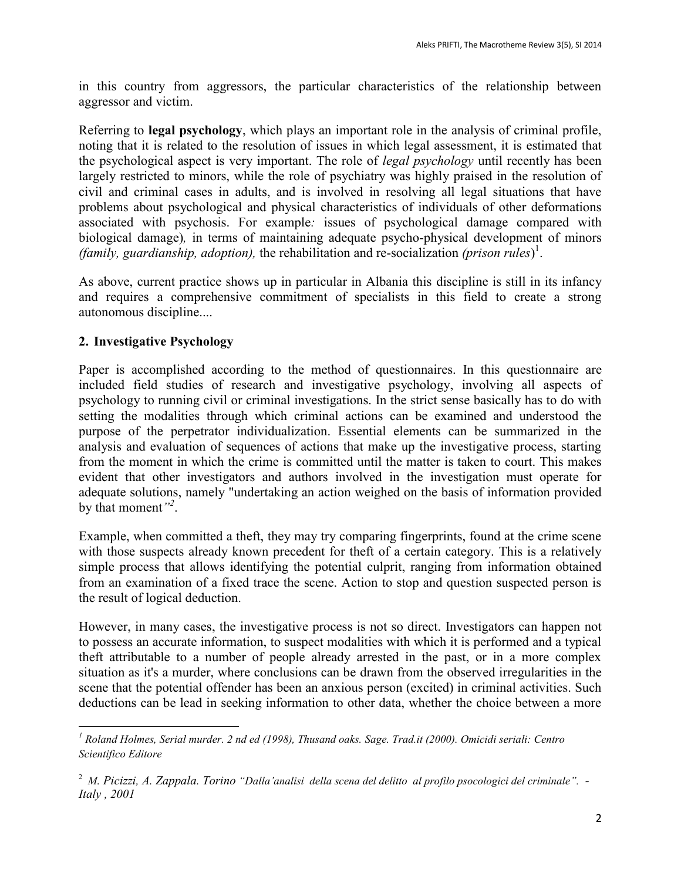in this country from aggressors, the particular characteristics of the relationship between aggressor and victim.

Referring to **legal psychology**, which plays an important role in the analysis of criminal profile, noting that it is related to the resolution of issues in which legal assessment, it is estimated that the psychological aspect is very important. The role of *legal psychology* until recently has been largely restricted to minors, while the role of psychiatry was highly praised in the resolution of civil and criminal cases in adults, and is involved in resolving all legal situations that have problems about psychological and physical characteristics of individuals of other deformations associated with psychosis. For example*:* issues of psychological damage compared with biological damage)*,* in terms of maintaining adequate psycho-physical development of minors *(family, guardianship, adoption),* the rehabilitation and re-socialization *(prison rules*)[1].

As above, current practice shows up in particular in Albania this discipline is still in its infancy and requires a comprehensive commitment of specialists in this field to create a strong autonomous discipline....

## 2. Investigative Psychology

Paper is accomplished according to the method of questionnaires. In this questionnaire are included field studies of research and investigative psychology, involving all aspects of psychology to running civil or criminal investigations. In the strict sense basically has to do with setting the modalities through which criminal actions can be examined and understood the purpose of the perpetrator individualization. Essential elements can be summarized in the analysis and evaluation of sequences of actions that make up the investigative process, starting from the moment in which the crime is committed until the matter is taken to court. This makes evident that other investigators and authors involved in the investigation must operate for adequate solutions, namely "undertaking an action weighed on the basis of information provided by that moment*"*[2].

Example, when committed a theft, they may try comparing fingerprints, found at the crime scene with those suspects already known precedent for theft of a certain category. This is a relatively simple process that allows identifying the potential culprit, ranging from information obtained from an examination of a fixed trace the scene. Action to stop and question suspected person is the result of logical deduction.

However, in many cases, the investigative process is not so direct. Investigators can happen not to possess an accurate information, to suspect modalities with which it is performed and a typical theft attributable to a number of people already arrested in the past, or in a more complex situation as it's a murder, where conclusions can be drawn from the observed irregularities in the scene that the potential offender has been an anxious person (excited) in criminal activities. Such deductions can be lead in seeking information to other data, whether the choice between a more

---

[1] *Roland Holmes, Serial murder. 2 nd ed (1998), Thusand oaks. Sage. Trad.it (2000). Omicidi seriali: Centro Scientifico Editore*

[2] *M. Picizzi, A. Zappala. Torino "Dalla'analisi della scena del delitto al profilo psocologici del criminale". - Italy , 2001*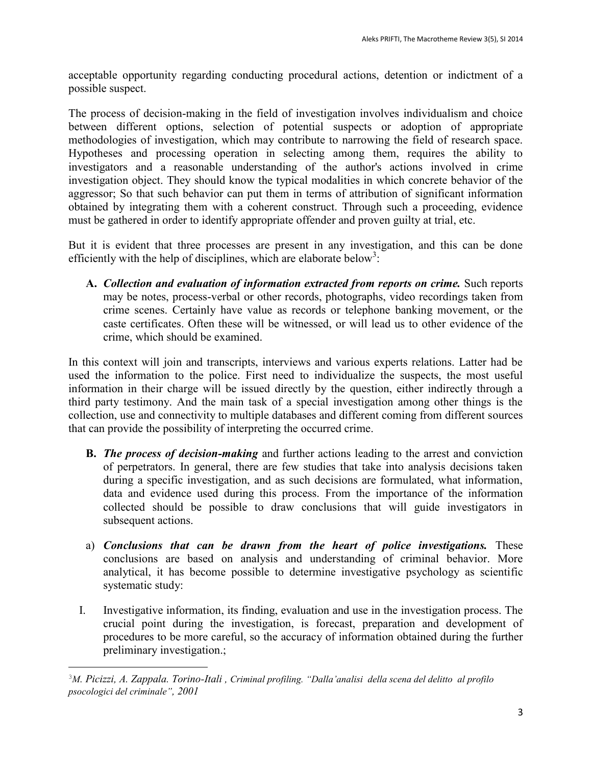acceptable opportunity regarding conducting procedural actions, detention or indictment of a possible suspect.

The process of decision-making in the field of investigation involves individualism and choice between different options, selection of potential suspects or adoption of appropriate methodologies of investigation, which may contribute to narrowing the field of research space. Hypotheses and processing operation in selecting among them, requires the ability to investigators and a reasonable understanding of the author's actions involved in crime investigation object. They should know the typical modalities in which concrete behavior of the aggressor; So that such behavior can put them in terms of attribution of significant information obtained by integrating them with a coherent construct. Through such a proceeding, evidence must be gathered in order to identify appropriate offender and proven guilty at trial, etc.

But it is evident that three processes are present in any investigation, and this can be done efficiently with the help of disciplines, which are elaborate below[3]:

**A.** ***Collection and evaluation of information extracted from reports on crime.*** Such reports may be notes, process-verbal or other records, photographs, video recordings taken from crime scenes. Certainly have value as records or telephone banking movement, or the caste certificates. Often these will be witnessed, or will lead us to other evidence of the crime, which should be examined.

In this context will join and transcripts, interviews and various experts relations. Latter had be used the information to the police. First need to individualize the suspects, the most useful information in their charge will be issued directly by the question, either indirectly through a third party testimony. And the main task of a special investigation among other things is the collection, use and connectivity to multiple databases and different coming from different sources that can provide the possibility of interpreting the occurred crime.

**B.** ***The process of decision-making*** and further actions leading to the arrest and conviction of perpetrators. In general, there are few studies that take into analysis decisions taken during a specific investigation, and as such decisions are formulated, what information, data and evidence used during this process. From the importance of the information collected should be possible to draw conclusions that will guide investigators in subsequent actions.

a) ***Conclusions that can be drawn from the heart of police investigations.*** These conclusions are based on analysis and understanding of criminal behavior. More analytical, it has become possible to determine investigative psychology as scientific systematic study:

I. Investigative information, its finding, evaluation and use in the investigation process. The crucial point during the investigation, is forecast, preparation and development of procedures to be more careful, so the accuracy of information obtained during the further preliminary investigation.;

---

[3] *M. Picizzi, A. Zappala. Torino-Itali , Criminal profiling. "Dalla'analisi della scena del delitto al profilo psocologici del criminale", 2001*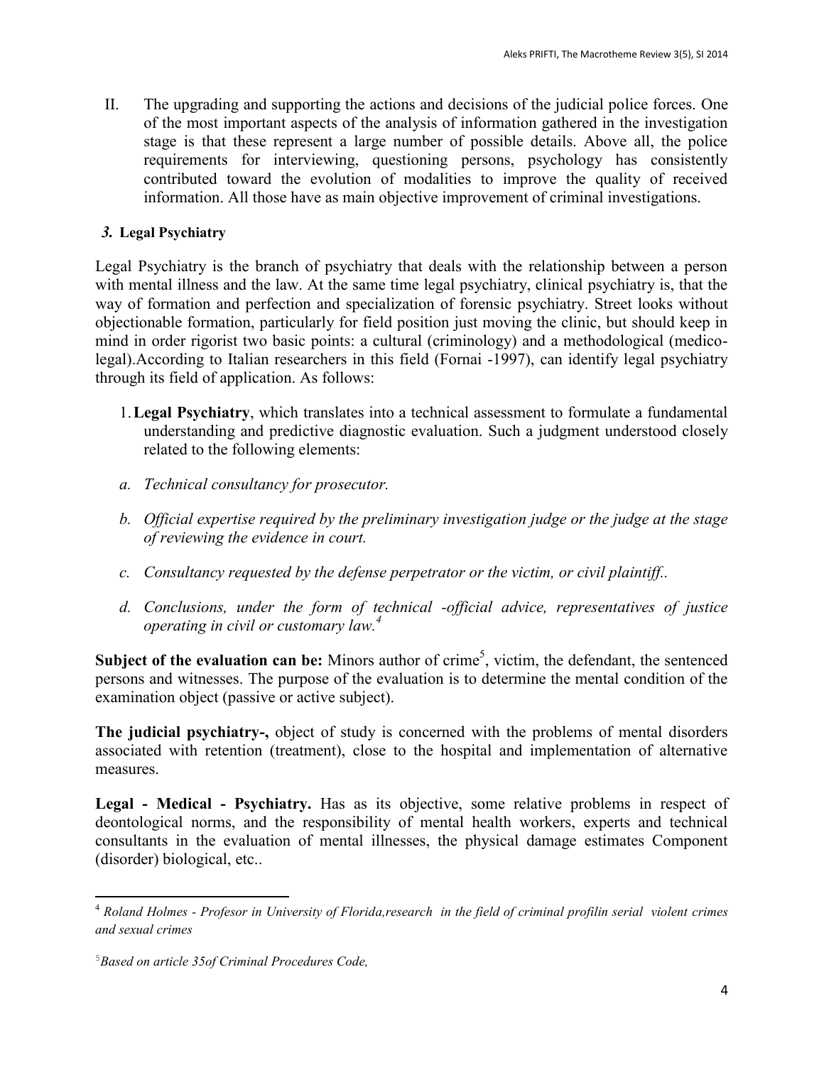II. The upgrading and supporting the actions and decisions of the judicial police forces. One of the most important aspects of the analysis of information gathered in the investigation stage is that these represent a large number of possible details. Above all, the police requirements for interviewing, questioning persons, psychology has consistently contributed toward the evolution of modalities to improve the quality of received information. All those have as main objective improvement of criminal investigations.

### *3.* Legal Psychiatry

Legal Psychiatry is the branch of psychiatry that deals with the relationship between a person with mental illness and the law. At the same time legal psychiatry, clinical psychiatry is, that the way of formation and perfection and specialization of forensic psychiatry. Street looks without objectionable formation, particularly for field position just moving the clinic, but should keep in mind in order rigorist two basic points: a cultural (criminology) and a methodological (medico-legal).According to Italian researchers in this field (Fornai -1997), can identify legal psychiatry through its field of application. As follows:

1. **Legal Psychiatry**, which translates into a technical assessment to formulate a fundamental understanding and predictive diagnostic evaluation. Such a judgment understood closely related to the following elements:

*a. Technical consultancy for prosecutor.*

*b. Official expertise required by the preliminary investigation judge or the judge at the stage of reviewing the evidence in court.*

*c. Consultancy requested by the defense perpetrator or the victim, or civil plaintiff..*

*d. Conclusions, under the form of technical -official advice, representatives of justice operating in civil or customary law.*[4]

**Subject of the evaluation can be:** Minors author of crime[5], victim, the defendant, the sentenced persons and witnesses. The purpose of the evaluation is to determine the mental condition of the examination object (passive or active subject).

**The judicial psychiatry-,** object of study is concerned with the problems of mental disorders associated with retention (treatment), close to the hospital and implementation of alternative measures.

**Legal - Medical - Psychiatry.** Has as its objective, some relative problems in respect of deontological norms, and the responsibility of mental health workers, experts and technical consultants in the evaluation of mental illnesses, the physical damage estimates Component (disorder) biological, etc..

---

[4] *Roland Holmes - Profesor in University of Florida,research in the field of criminal profilin serial violent crimes and sexual crimes*

[5] *Based on article 35of Criminal Procedures Code,*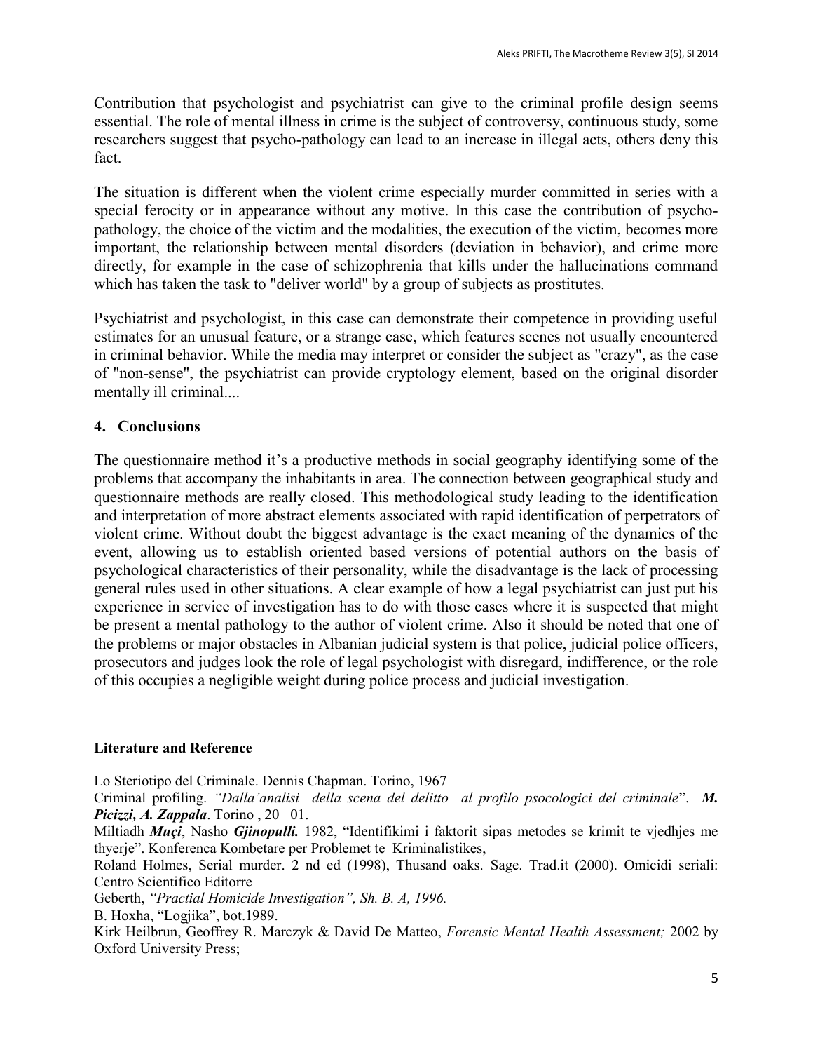Contribution that psychologist and psychiatrist can give to the criminal profile design seems essential. The role of mental illness in crime is the subject of controversy, continuous study, some researchers suggest that psycho-pathology can lead to an increase in illegal acts, others deny this fact.

The situation is different when the violent crime especially murder committed in series with a special ferocity or in appearance without any motive. In this case the contribution of psycho-pathology, the choice of the victim and the modalities, the execution of the victim, becomes more important, the relationship between mental disorders (deviation in behavior), and crime more directly, for example in the case of schizophrenia that kills under the hallucinations command which has taken the task to "deliver world" by a group of subjects as prostitutes.

Psychiatrist and psychologist, in this case can demonstrate their competence in providing useful estimates for an unusual feature, or a strange case, which features scenes not usually encountered in criminal behavior. While the media may interpret or consider the subject as "crazy", as the case of "non-sense", the psychiatrist can provide cryptology element, based on the original disorder mentally ill criminal....

## 4. Conclusions

The questionnaire method it's a productive methods in social geography identifying some of the problems that accompany the inhabitants in area. The connection between geographical study and questionnaire methods are really closed. This methodological study leading to the identification and interpretation of more abstract elements associated with rapid identification of perpetrators of violent crime. Without doubt the biggest advantage is the exact meaning of the dynamics of the event, allowing us to establish oriented based versions of potential authors on the basis of psychological characteristics of their personality, while the disadvantage is the lack of processing general rules used in other situations. A clear example of how a legal psychiatrist can just put his experience in service of investigation has to do with those cases where it is suspected that might be present a mental pathology to the author of violent crime. Also it should be noted that one of the problems or major obstacles in Albanian judicial system is that police, judicial police officers, prosecutors and judges look the role of legal psychologist with disregard, indifference, or the role of this occupies a negligible weight during police process and judicial investigation.

**Literature and Reference**

Lo Steriotipo del Criminale. Dennis Chapman. Torino, 1967

Criminal profiling. *"Dalla'analisi della scena del delitto al profilo psocologici del criminale"*. ***M. Picizzi, A. Zappala***. Torino , 20 01.

Miltiadh ***Muçi***, Nasho ***Gjinopulli.*** 1982, "Identifikimi i faktorit sipas metodes se krimit te vjedhjes me thyerje". Konferenca Kombetare per Problemet te Kriminalistikes,

Roland Holmes, Serial murder. 2 nd ed (1998), Thusand oaks. Sage. Trad.it (2000). Omicidi seriali: Centro Scientifico Editorre

Geberth, *"Practial Homicide Investigation", Sh. B. A, 1996.*

B. Hoxha, "Logjika", bot.1989.

Kirk Heilbrun, Geoffrey R. Marczyk & David De Matteo, *Forensic Mental Health Assessment;* 2002 by Oxford University Press;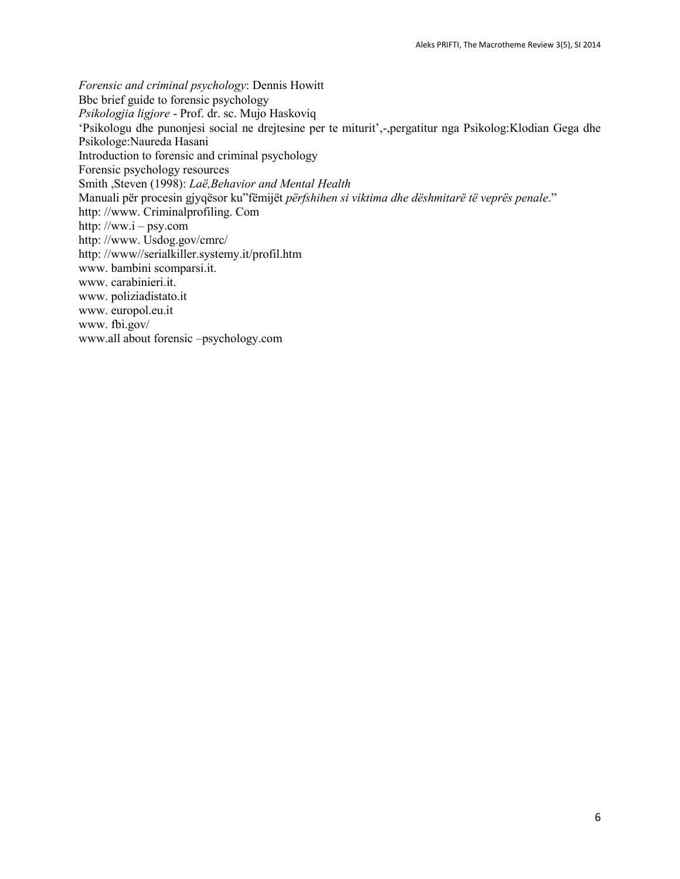*Forensic and criminal psychology*: Dennis Howitt
Bbc brief guide to forensic psychology
*Psikologjia ligjore* - Prof. dr. sc. Mujo Haskoviq
'Psikologu dhe punonjesi social ne drejtesine per te miturit',-,pergatitur nga Psikolog:Klodian Gega dhe Psikologe:Naureda Hasani
Introduction to forensic and criminal psychology
Forensic psychology resources
Smith ,Steven (1998): *Laë,Behavior and Mental Health*
Manuali për procesin gjyqësor ku"fëmijët *përfshihen si viktima dhe dëshmitarë të veprës penale*."
http: //www. Criminalprofiling. Com
http: //ww.i – psy.com
http: //www. Usdog.gov/cmrc/
http: //www//serialkiller.systemy.it/profil.htm
www. bambini scomparsi.it.
www. carabinieri.it.
www. poliziadistato.it
www. europol.eu.it
www. fbi.gov/
www.all about forensic –psychology.com